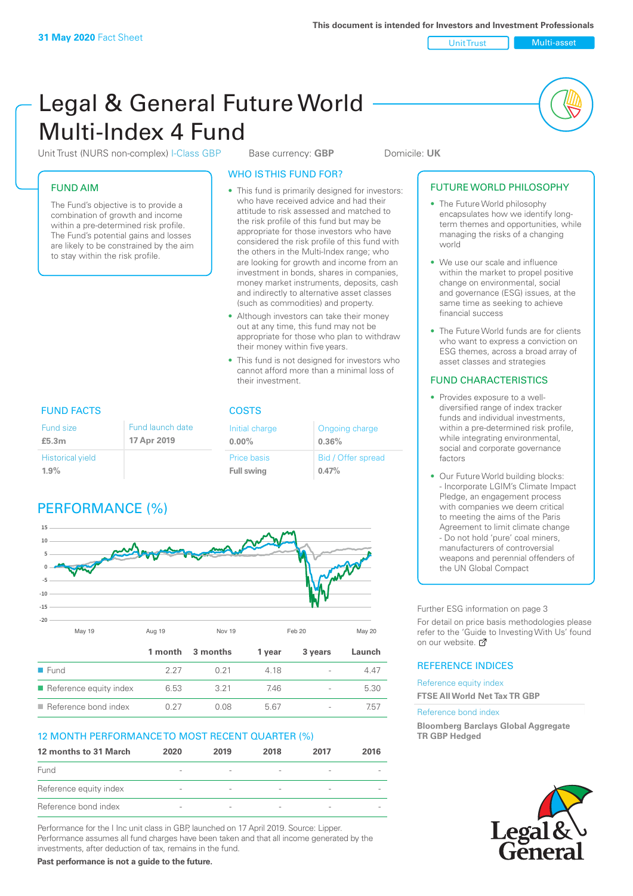31 May 2020 Fact Sheet

This document is intended for Investors and Investment Professionals

Unit Trust | Multi-asset

# Legal & General Future World Multi-Index 4 Fund

Unit Trust (NURS non-complex) I-Class GBP | Base currency: **GBP** | Domicile: **UK**

## FUND AIM

The Fund's objective is to provide a combination of growth and income within a pre-determined risk profile. The Fund's potential gains and losses are likely to be constrained by the aim to stay within the risk profile.

## WHO IS THIS FUND FOR?

- This fund is primarily designed for investors: who have received advice and had their attitude to risk assessed and matched to the risk profile of this fund but may be appropriate for those investors who have considered the risk profile of this fund with the others in the Multi-Index range; who are looking for growth and income from an investment in bonds, shares in companies, money market instruments, deposits, cash and indirectly to alternative asset classes (such as commodities) and property.
- Although investors can take their money out at any time, this fund may not be appropriate for those who plan to withdraw their money within five years.
- This fund is not designed for investors who cannot afford more than a minimal loss of their investment.

## FUTURE WORLD PHILOSOPHY

- The Future World philosophy encapsulates how we identify long-term themes and opportunities, while managing the risks of a changing world
- We use our scale and influence within the market to propel positive change on environmental, social and governance (ESG) issues, at the same time as seeking to achieve financial success
- The Future World funds are for clients who want to express a conviction on ESG themes, across a broad array of asset classes and strategies

## FUND CHARACTERISTICS

- Provides exposure to a well-diversified range of index tracker funds and individual investments, within a pre-determined risk profile, while integrating environmental, social and corporate governance factors
- Our Future World building blocks:
  - Incorporate LGIM's Climate Impact Pledge, an engagement process with companies we deem critical to meeting the aims of the Paris Agreement to limit climate change
  - Do not hold 'pure' coal miners, manufacturers of controversial weapons and perennial offenders of the UN Global Compact

## FUND FACTS

| Fund size | Fund launch date |
|---|---|
| **£5.3m** | **17 Apr 2019** |
| Historical yield | |
| **1.9%** | |

## COSTS

| Initial charge | Ongoing charge |
|---|---|
| **0.00%** | **0.36%** |
| Price basis | Bid / Offer spread |
| **Full swing** | **0.47%** |

## PERFORMANCE (%)

| | 1 month | 3 months | 1 year | 3 years | Launch |
|---|---|---|---|---|---|
| Fund | 2.27 | 0.21 | 4.18 | - | 4.47 |
| Reference equity index | 6.53 | 3.21 | 7.46 | - | 5.30 |
| Reference bond index | 0.27 | 0.08 | 5.67 | - | 7.57 |

## 12 MONTH PERFORMANCE TO MOST RECENT QUARTER (%)

| 12 months to 31 March | 2020 | 2019 | 2018 | 2017 | 2016 |
|---|---|---|---|---|---|
| Fund | - | - | - | - | - |
| Reference equity index | - | - | - | - | - |
| Reference bond index | - | - | - | - | - |

Performance for the I Inc unit class in GBP, launched on 17 April 2019. Source: Lipper. Performance assumes all fund charges have been taken and that all income generated by the investments, after deduction of tax, remains in the fund.

**Past performance is not a guide to the future.**

Further ESG information on page 3

For detail on price basis methodologies please refer to the 'Guide to Investing With Us' found on our website.

## REFERENCE INDICES

Reference equity index
**FTSE All World Net Tax TR GBP**

Reference bond index
**Bloomberg Barclays Global Aggregate TR GBP Hedged**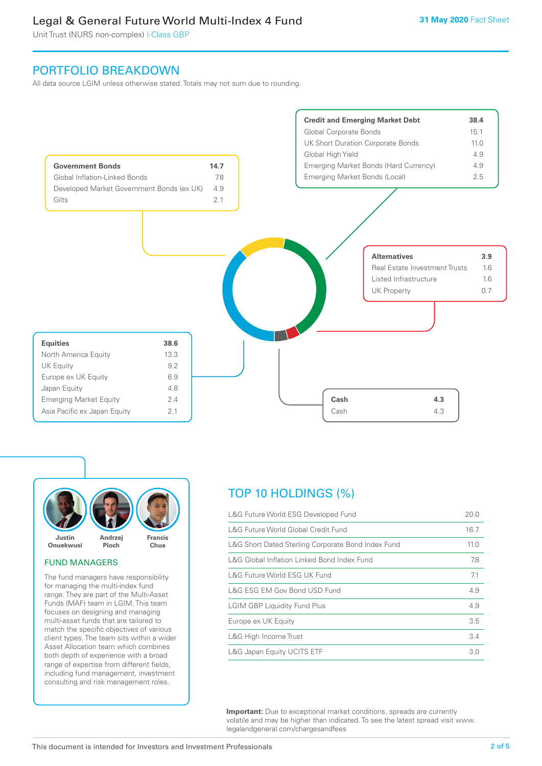# Legal & General Future World Multi-Index 4 Fund

Unit Trust (NURS non-complex) I-Class GBP

31 May 2020 Fact Sheet

## PORTFOLIO BREAKDOWN

All data source LGIM unless otherwise stated. Totals may not sum due to rounding.

| Government Bonds | 14.7 |
|---|---|
| Global Inflation-Linked Bonds | 7.8 |
| Developed Market Government Bonds (ex UK) | 4.9 |
| Gilts | 2.1 |

| Credit and Emerging Market Debt | 38.4 |
|---|---|
| Global Corporate Bonds | 15.1 |
| UK Short Duration Corporate Bonds | 11.0 |
| Global High Yield | 4.9 |
| Emerging Market Bonds (Hard Currency) | 4.9 |
| Emerging Market Bonds (Local) | 2.5 |

| Alternatives | 3.9 |
|---|---|
| Real Estate Investment Trusts | 1.6 |
| Listed Infrastructure | 1.6 |
| UK Property | 0.7 |

| Equities | 38.6 |
|---|---|
| North America Equity | 13.3 |
| UK Equity | 9.2 |
| Europe ex UK Equity | 6.9 |
| Japan Equity | 4.8 |
| Emerging Market Equity | 2.4 |
| Asia Pacific ex Japan Equity | 2.1 |

| Cash | 4.3 |
|---|---|
| Cash | 4.3 |

Justin Onuekwusi, Andrzej Pioch, Francis Chua

### FUND MANAGERS

The fund managers have responsibility for managing the multi-index fund range. They are part of the Multi-Asset Funds (MAF) team in LGIM. This team focuses on designing and managing multi-asset funds that are tailored to match the specific objectives of various client types. The team sits within a wider Asset Allocation team which combines both depth of experience with a broad range of expertise from different fields, including fund management, investment consulting and risk management roles.

## TOP 10 HOLDINGS (%)

| Holding | % |
|---|---|
| L&G Future World ESG Developed Fund | 20.0 |
| L&G Future World Global Credit Fund | 16.7 |
| L&G Short Dated Sterling Corporate Bond Index Fund | 11.0 |
| L&G Global Inflation Linked Bond Index Fund | 7.8 |
| L&G Future World ESG UK Fund | 7.1 |
| L&G ESG EM Gov Bond USD Fund | 4.9 |
| LGIM GBP Liquidity Fund Plus | 4.9 |
| Europe ex UK Equity | 3.5 |
| L&G High Income Trust | 3.4 |
| L&G Japan Equity UCITS ETF | 3.0 |

**Important:** Due to exceptional market conditions, spreads are currently volatile and may be higher than indicated. To see the latest spread visit www.legalandgeneral.com/chargesandfees

This document is intended for Investors and Investment Professionals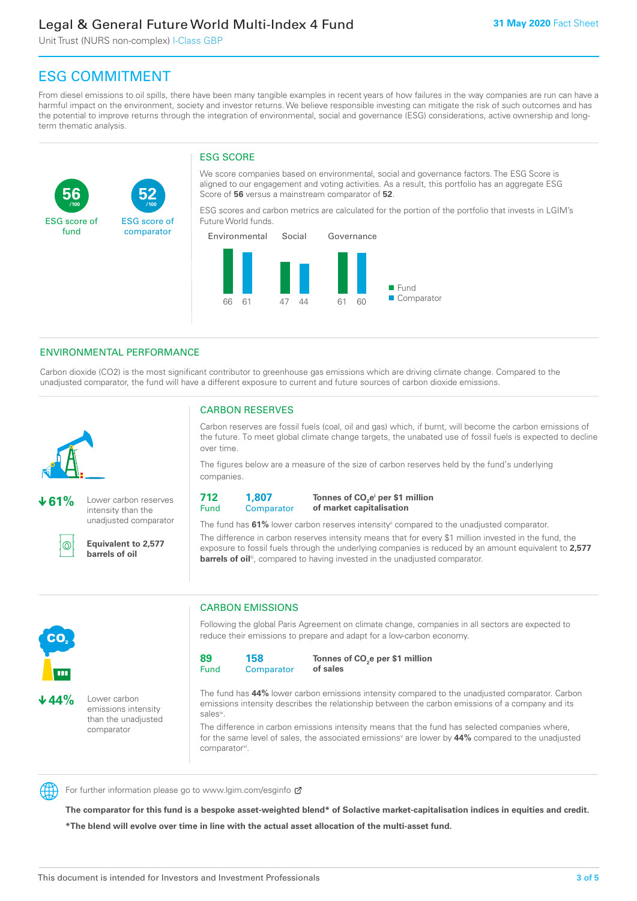## ESG COMMITMENT

From diesel emissions to oil spills, there have been many tangible examples in recent years of how failures in the way companies are run can have a harmful impact on the environment, society and investor returns. We believe responsible investing can mitigate the risk of such outcomes and has the potential to improve returns through the integration of environmental, social and governance (ESG) considerations, active ownership and long-term thematic analysis.

**56** /100 ESG score of fund

**52** /100 ESG score of comparator

### ESG SCORE

We score companies based on environmental, social and governance factors. The ESG Score is aligned to our engagement and voting activities. As a result, this portfolio has an aggregate ESG Score of **56** versus a mainstream comparator of **52**.

ESG scores and carbon metrics are calculated for the portion of the portfolio that invests in LGIM's Future World funds.

| | Environmental | Social | Governance |
|---|---|---|---|
| Fund | 66 | 47 | 61 |
| Comparator | 61 | 44 | 60 |

## ENVIRONMENTAL PERFORMANCE

Carbon dioxide (CO2) is the most significant contributor to greenhouse gas emissions which are driving climate change. Compared to the unadjusted comparator, the fund will have a different exposure to current and future sources of carbon dioxide emissions.

**↓61%** Lower carbon reserves intensity than the unadjusted comparator

**Equivalent to 2,577 barrels of oil**

### CARBON RESERVES

Carbon reserves are fossil fuels (coal, oil and gas) which, if burnt, will become the carbon emissions of the future. To meet global climate change targets, the unabated use of fossil fuels is expected to decline over time.

The figures below are a measure of the size of carbon reserves held by the fund's underlying companies.

| 712 Fund | 1,807 Comparator | **Tonnes of $CO_2e$[i] per \$1 million of market capitalisation** |
|---|---|---|

The fund has **61%** lower carbon reserves intensity[ii] compared to the unadjusted comparator.

The difference in carbon reserves intensity means that for every $1 million invested in the fund, the exposure to fossil fuels through the underlying companies is reduced by an amount equivalent to **2,577 barrels of oil**[iii], compared to having invested in the unadjusted comparator.

**↓44%** Lower carbon emissions intensity than the unadjusted comparator

### CARBON EMISSIONS

Following the global Paris Agreement on climate change, companies in all sectors are expected to reduce their emissions to prepare and adapt for a low-carbon economy.

| 89 Fund | 158 Comparator | **Tonnes of $CO_2e$ per \$1 million of sales** |
|---|---|---|

The fund has **44%** lower carbon emissions intensity compared to the unadjusted comparator. Carbon emissions intensity describes the relationship between the carbon emissions of a company and its sales[iv].

The difference in carbon emissions intensity means that the fund has selected companies where, for the same level of sales, the associated emissions[v] are lower by **44%** compared to the unadjusted comparator[vi].

For further information please go to www.lgim.com/esginfo

**The comparator for this fund is a bespoke asset-weighted blend* of Solactive market-capitalisation indices in equities and credit.**

***The blend will evolve over time in line with the actual asset allocation of the multi-asset fund.**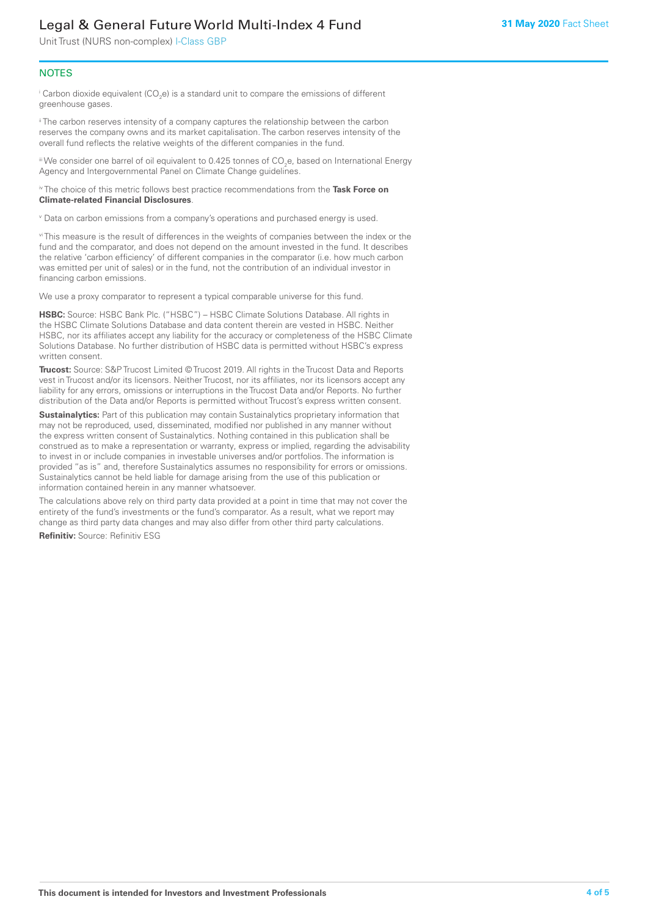## NOTES

[i] Carbon dioxide equivalent ($CO_2e$) is a standard unit to compare the emissions of different greenhouse gases.

[ii] The carbon reserves intensity of a company captures the relationship between the carbon reserves the company owns and its market capitalisation. The carbon reserves intensity of the overall fund reflects the relative weights of the different companies in the fund.

[iii] We consider one barrel of oil equivalent to 0.425 tonnes of $CO_2e$, based on International Energy Agency and Intergovernmental Panel on Climate Change guidelines.

[iv] The choice of this metric follows best practice recommendations from the **Task Force on Climate-related Financial Disclosures**.

[v] Data on carbon emissions from a company's operations and purchased energy is used.

[vi] This measure is the result of differences in the weights of companies between the index or the fund and the comparator, and does not depend on the amount invested in the fund. It describes the relative 'carbon efficiency' of different companies in the comparator (i.e. how much carbon was emitted per unit of sales) or in the fund, not the contribution of an individual investor in financing carbon emissions.

We use a proxy comparator to represent a typical comparable universe for this fund.

**HSBC:** Source: HSBC Bank Plc. ("HSBC") – HSBC Climate Solutions Database. All rights in the HSBC Climate Solutions Database and data content therein are vested in HSBC. Neither HSBC, nor its affiliates accept any liability for the accuracy or completeness of the HSBC Climate Solutions Database. No further distribution of HSBC data is permitted without HSBC's express written consent.

**Trucost:** Source: S&P Trucost Limited © Trucost 2019. All rights in the Trucost Data and Reports vest in Trucost and/or its licensors. Neither Trucost, nor its affiliates, nor its licensors accept any liability for any errors, omissions or interruptions in the Trucost Data and/or Reports. No further distribution of the Data and/or Reports is permitted without Trucost's express written consent.

**Sustainalytics:** Part of this publication may contain Sustainalytics proprietary information that may not be reproduced, used, disseminated, modified nor published in any manner without the express written consent of Sustainalytics. Nothing contained in this publication shall be construed as to make a representation or warranty, express or implied, regarding the advisability to invest in or include companies in investable universes and/or portfolios. The information is provided "as is" and, therefore Sustainalytics assumes no responsibility for errors or omissions. Sustainalytics cannot be held liable for damage arising from the use of this publication or information contained herein in any manner whatsoever.

The calculations above rely on third party data provided at a point in time that may not cover the entirety of the fund's investments or the fund's comparator. As a result, what we report may change as third party data changes and may also differ from other third party calculations.

**Refinitiv:** Source: Refinitiv ESG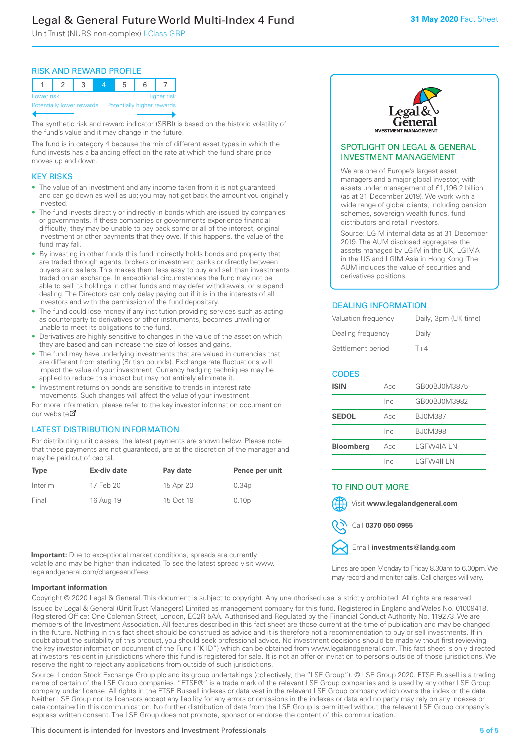# Legal & General Future World Multi-Index 4 Fund

Unit Trust (NURS non-complex) I-Class GBP

31 May 2020 Fact Sheet

## RISK AND REWARD PROFILE

| 1 | 2 | 3 | 4 | 5 | 6 | 7 |
|---|---|---|---|---|---|---|

Lower risk — Higher risk

Potentially lower rewards — Potentially higher rewards

The synthetic risk and reward indicator (SRRI) is based on the historic volatility of the fund's value and it may change in the future.

The fund is in category 4 because the mix of different asset types in which the fund invests has a balancing effect on the rate at which the fund share price moves up and down.

## KEY RISKS

- The value of an investment and any income taken from it is not guaranteed and can go down as well as up; you may not get back the amount you originally invested.
- The fund invests directly or indirectly in bonds which are issued by companies or governments. If these companies or governments experience financial difficulty, they may be unable to pay back some or all of the interest, original investment or other payments that they owe. If this happens, the value of the fund may fall.
- By investing in other funds this fund indirectly holds bonds and property that are traded through agents, brokers or investment banks or directly between buyers and sellers. This makes them less easy to buy and sell than investments traded on an exchange. In exceptional circumstances the fund may not be able to sell its holdings in other funds and may defer withdrawals, or suspend dealing. The Directors can only delay paying out if it is in the interests of all investors and with the permission of the fund depositary.
- The fund could lose money if any institution providing services such as acting as counterparty to derivatives or other instruments, becomes unwilling or unable to meet its obligations to the fund.
- Derivatives are highly sensitive to changes in the value of the asset on which they are based and can increase the size of losses and gains.
- The fund may have underlying investments that are valued in currencies that are different from sterling (British pounds). Exchange rate fluctuations will impact the value of your investment. Currency hedging techniques may be applied to reduce this impact but may not entirely eliminate it.
- Investment returns on bonds are sensitive to trends in interest rate movements. Such changes will affect the value of your investment.

For more information, please refer to the key investor information document on our website

## LATEST DISTRIBUTION INFORMATION

For distributing unit classes, the latest payments are shown below. Please note that these payments are not guaranteed, are at the discretion of the manager and may be paid out of capital.

| Type | Ex-div date | Pay date | Pence per unit |
|---|---|---|---|
| Interim | 17 Feb 20 | 15 Apr 20 | 0.34p |
| Final | 16 Aug 19 | 15 Oct 19 | 0.10p |

**Important:** Due to exceptional market conditions, spreads are currently volatile and may be higher than indicated. To see the latest spread visit www.legalandgeneral.com/chargesandfees

## SPOTLIGHT ON LEGAL & GENERAL INVESTMENT MANAGEMENT

We are one of Europe's largest asset managers and a major global investor, with assets under management of £1,196.2 billion (as at 31 December 2019). We work with a wide range of global clients, including pension schemes, sovereign wealth funds, fund distributors and retail investors.

Source: LGIM internal data as at 31 December 2019. The AUM disclosed aggregates the assets managed by LGIM in the UK, LGIMA in the US and LGIM Asia in Hong Kong. The AUM includes the value of securities and derivatives positions.

## DEALING INFORMATION

| | |
|---|---|
| Valuation frequency | Daily, 3pm (UK time) |
| Dealing frequency | Daily |
| Settlement period | T+4 |

## CODES

| | | |
|---|---|---|
| **ISIN** | I Acc | GB00BJ0M3875 |
| | I Inc | GB00BJ0M3982 |
| **SEDOL** | I Acc | BJ0M387 |
| | I Inc | BJ0M398 |
| **Bloomberg** | I Acc | LGFW4IA LN |
| | I Inc | LGFW4II LN |

## TO FIND OUT MORE

Visit **www.legalandgeneral.com**

Call **0370 050 0955**

Email **investments@landg.com**

Lines are open Monday to Friday 8.30am to 6.00pm. We may record and monitor calls. Call charges will vary.

### Important information

Copyright © 2020 Legal & General. This document is subject to copyright. Any unauthorised use is strictly prohibited. All rights are reserved.

Issued by Legal & General (Unit Trust Managers) Limited as management company for this fund. Registered in England and Wales No. 01009418. Registered Office: One Coleman Street, London, EC2R 5AA. Authorised and Regulated by the Financial Conduct Authority No. 119273. We are members of the Investment Association. All features described in this fact sheet are those current at the time of publication and may be changed in the future. Nothing in this fact sheet should be construed as advice and it is therefore not a recommendation to buy or sell investments. If in doubt about the suitability of this product, you should seek professional advice. No investment decisions should be made without first reviewing the key investor information document of the Fund ("KIID") which can be obtained from www.legalandgeneral.com. This fact sheet is only directed at investors resident in jurisdictions where this fund is registered for sale. It is not an offer or invitation to persons outside of those jurisdictions. We reserve the right to reject any applications from outside of such jurisdictions.

Source: London Stock Exchange Group plc and its group undertakings (collectively, the "LSE Group"). © LSE Group 2020. FTSE Russell is a trading name of certain of the LSE Group companies. "FTSE®" is a trade mark of the relevant LSE Group companies and is used by any other LSE Group company under license. All rights in the FTSE Russell indexes or data vest in the relevant LSE Group company which owns the index or the data. Neither LSE Group nor its licensors accept any liability for any errors or omissions in the indexes or data and no party may rely on any indexes or data contained in this communication. No further distribution of data from the LSE Group is permitted without the relevant LSE Group company's express written consent. The LSE Group does not promote, sponsor or endorse the content of this communication.

This document is intended for Investors and Investment Professionals